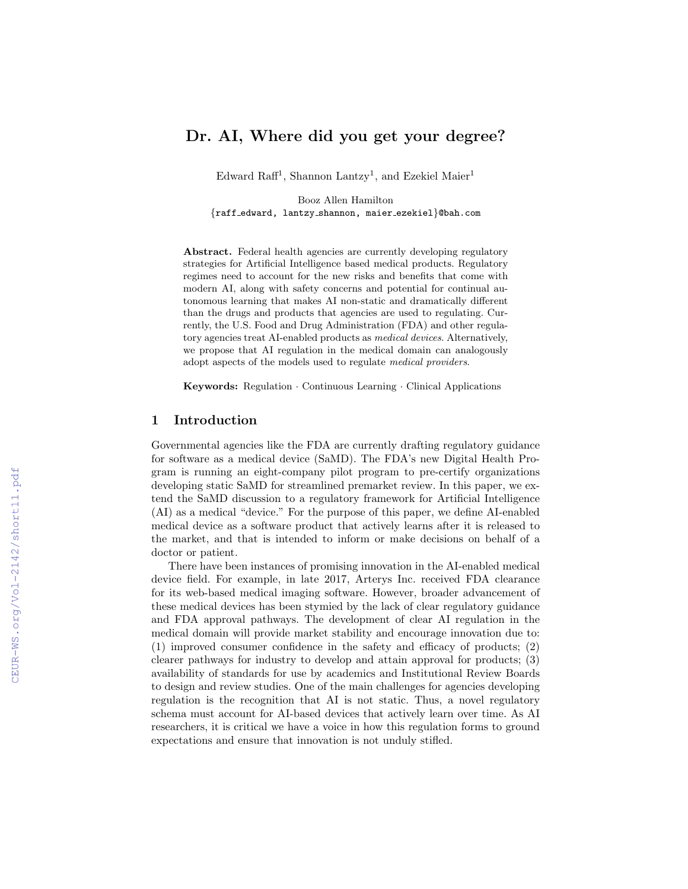# Dr. AI, Where did you get your degree?

Edward Raff[1], Shannon Lantzy[1], and Ezekiel Maier[1]

Booz Allen Hamilton
{raff_edward, lantzy_shannon, maier_ezekiel}@bah.com

**Abstract.** Federal health agencies are currently developing regulatory strategies for Artificial Intelligence based medical products. Regulatory regimes need to account for the new risks and benefits that come with modern AI, along with safety concerns and potential for continual autonomous learning that makes AI non-static and dramatically different than the drugs and products that agencies are used to regulating. Currently, the U.S. Food and Drug Administration (FDA) and other regulatory agencies treat AI-enabled products as *medical devices*. Alternatively, we propose that AI regulation in the medical domain can analogously adopt aspects of the models used to regulate *medical providers*.

**Keywords:** Regulation · Continuous Learning · Clinical Applications

## 1 Introduction

Governmental agencies like the FDA are currently drafting regulatory guidance for software as a medical device (SaMD). The FDA's new Digital Health Program is running an eight-company pilot program to pre-certify organizations developing static SaMD for streamlined premarket review. In this paper, we extend the SaMD discussion to a regulatory framework for Artificial Intelligence (AI) as a medical "device." For the purpose of this paper, we define AI-enabled medical device as a software product that actively learns after it is released to the market, and that is intended to inform or make decisions on behalf of a doctor or patient.

There have been instances of promising innovation in the AI-enabled medical device field. For example, in late 2017, Arterys Inc. received FDA clearance for its web-based medical imaging software. However, broader advancement of these medical devices has been stymied by the lack of clear regulatory guidance and FDA approval pathways. The development of clear AI regulation in the medical domain will provide market stability and encourage innovation due to: (1) improved consumer confidence in the safety and efficacy of products; (2) clearer pathways for industry to develop and attain approval for products; (3) availability of standards for use by academics and Institutional Review Boards to design and review studies. One of the main challenges for agencies developing regulation is the recognition that AI is not static. Thus, a novel regulatory schema must account for AI-based devices that actively learn over time. As AI researchers, it is critical we have a voice in how this regulation forms to ground expectations and ensure that innovation is not unduly stifled.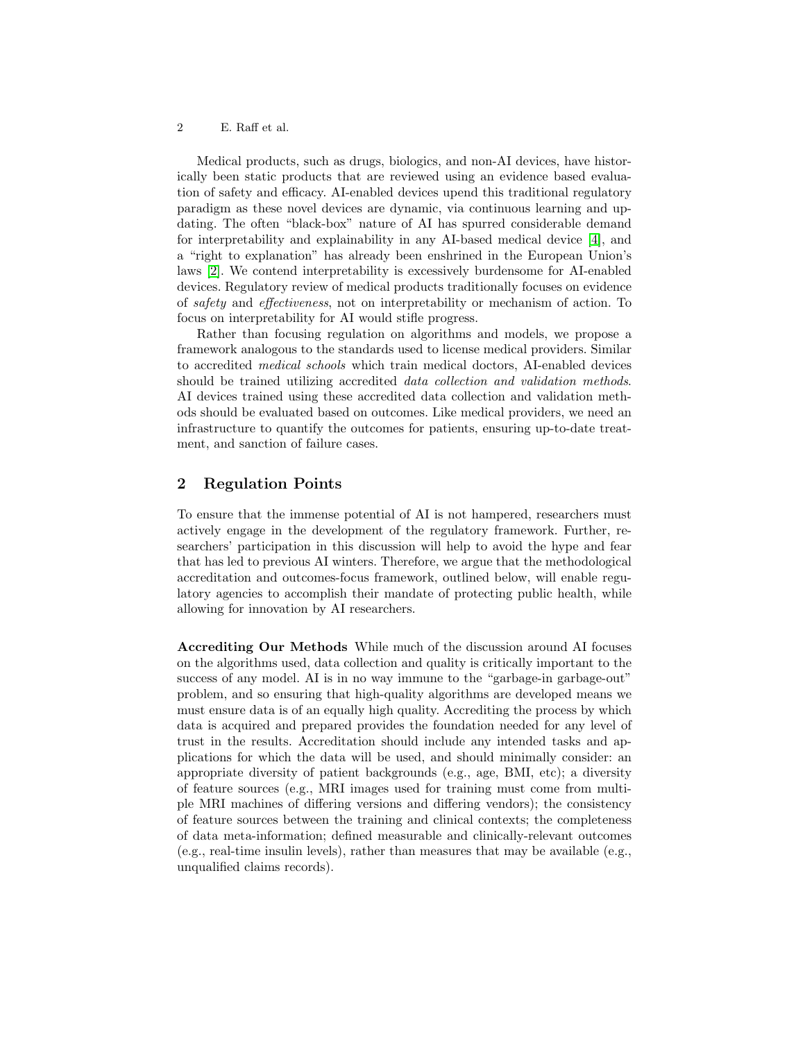Medical products, such as drugs, biologics, and non-AI devices, have historically been static products that are reviewed using an evidence based evaluation of safety and efficacy. AI-enabled devices upend this traditional regulatory paradigm as these novel devices are dynamic, via continuous learning and updating. The often "black-box" nature of AI has spurred considerable demand for interpretability and explainability in any AI-based medical device [4], and a "right to explanation" has already been enshrined in the European Union's laws [2]. We contend interpretability is excessively burdensome for AI-enabled devices. Regulatory review of medical products traditionally focuses on evidence of *safety* and *effectiveness*, not on interpretability or mechanism of action. To focus on interpretability for AI would stifle progress.

Rather than focusing regulation on algorithms and models, we propose a framework analogous to the standards used to license medical providers. Similar to accredited *medical schools* which train medical doctors, AI-enabled devices should be trained utilizing accredited *data collection and validation methods*. AI devices trained using these accredited data collection and validation methods should be evaluated based on outcomes. Like medical providers, we need an infrastructure to quantify the outcomes for patients, ensuring up-to-date treatment, and sanction of failure cases.

## 2 Regulation Points

To ensure that the immense potential of AI is not hampered, researchers must actively engage in the development of the regulatory framework. Further, researchers' participation in this discussion will help to avoid the hype and fear that has led to previous AI winters. Therefore, we argue that the methodological accreditation and outcomes-focus framework, outlined below, will enable regulatory agencies to accomplish their mandate of protecting public health, while allowing for innovation by AI researchers.

**Accrediting Our Methods** While much of the discussion around AI focuses on the algorithms used, data collection and quality is critically important to the success of any model. AI is in no way immune to the "garbage-in garbage-out" problem, and so ensuring that high-quality algorithms are developed means we must ensure data is of an equally high quality. Accrediting the process by which data is acquired and prepared provides the foundation needed for any level of trust in the results. Accreditation should include any intended tasks and applications for which the data will be used, and should minimally consider: an appropriate diversity of patient backgrounds (e.g., age, BMI, etc); a diversity of feature sources (e.g., MRI images used for training must come from multiple MRI machines of differing versions and differing vendors); the consistency of feature sources between the training and clinical contexts; the completeness of data meta-information; defined measurable and clinically-relevant outcomes (e.g., real-time insulin levels), rather than measures that may be available (e.g., unqualified claims records).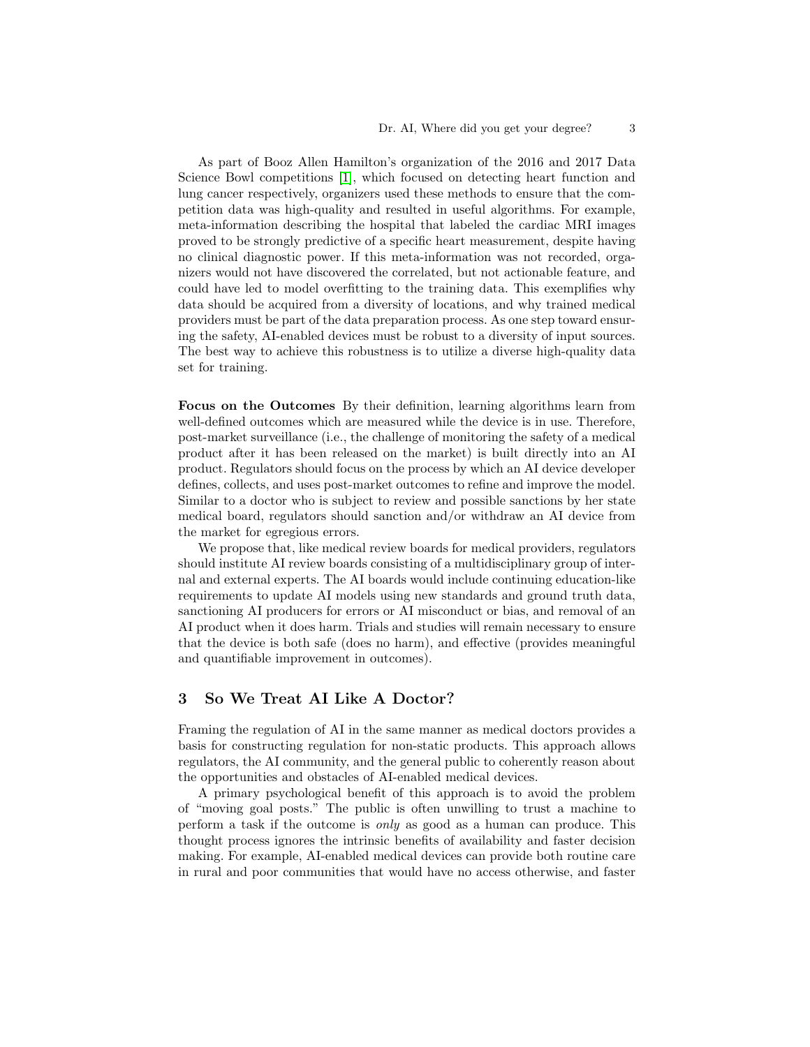As part of Booz Allen Hamilton's organization of the 2016 and 2017 Data Science Bowl competitions [1], which focused on detecting heart function and lung cancer respectively, organizers used these methods to ensure that the competition data was high-quality and resulted in useful algorithms. For example, meta-information describing the hospital that labeled the cardiac MRI images proved to be strongly predictive of a specific heart measurement, despite having no clinical diagnostic power. If this meta-information was not recorded, organizers would not have discovered the correlated, but not actionable feature, and could have led to model overfitting to the training data. This exemplifies why data should be acquired from a diversity of locations, and why trained medical providers must be part of the data preparation process. As one step toward ensuring the safety, AI-enabled devices must be robust to a diversity of input sources. The best way to achieve this robustness is to utilize a diverse high-quality data set for training.

**Focus on the Outcomes** By their definition, learning algorithms learn from well-defined outcomes which are measured while the device is in use. Therefore, post-market surveillance (i.e., the challenge of monitoring the safety of a medical product after it has been released on the market) is built directly into an AI product. Regulators should focus on the process by which an AI device developer defines, collects, and uses post-market outcomes to refine and improve the model. Similar to a doctor who is subject to review and possible sanctions by her state medical board, regulators should sanction and/or withdraw an AI device from the market for egregious errors.

We propose that, like medical review boards for medical providers, regulators should institute AI review boards consisting of a multidisciplinary group of internal and external experts. The AI boards would include continuing education-like requirements to update AI models using new standards and ground truth data, sanctioning AI producers for errors or AI misconduct or bias, and removal of an AI product when it does harm. Trials and studies will remain necessary to ensure that the device is both safe (does no harm), and effective (provides meaningful and quantifiable improvement in outcomes).

## 3 So We Treat AI Like A Doctor?

Framing the regulation of AI in the same manner as medical doctors provides a basis for constructing regulation for non-static products. This approach allows regulators, the AI community, and the general public to coherently reason about the opportunities and obstacles of AI-enabled medical devices.

A primary psychological benefit of this approach is to avoid the problem of "moving goal posts." The public is often unwilling to trust a machine to perform a task if the outcome is *only* as good as a human can produce. This thought process ignores the intrinsic benefits of availability and faster decision making. For example, AI-enabled medical devices can provide both routine care in rural and poor communities that would have no access otherwise, and faster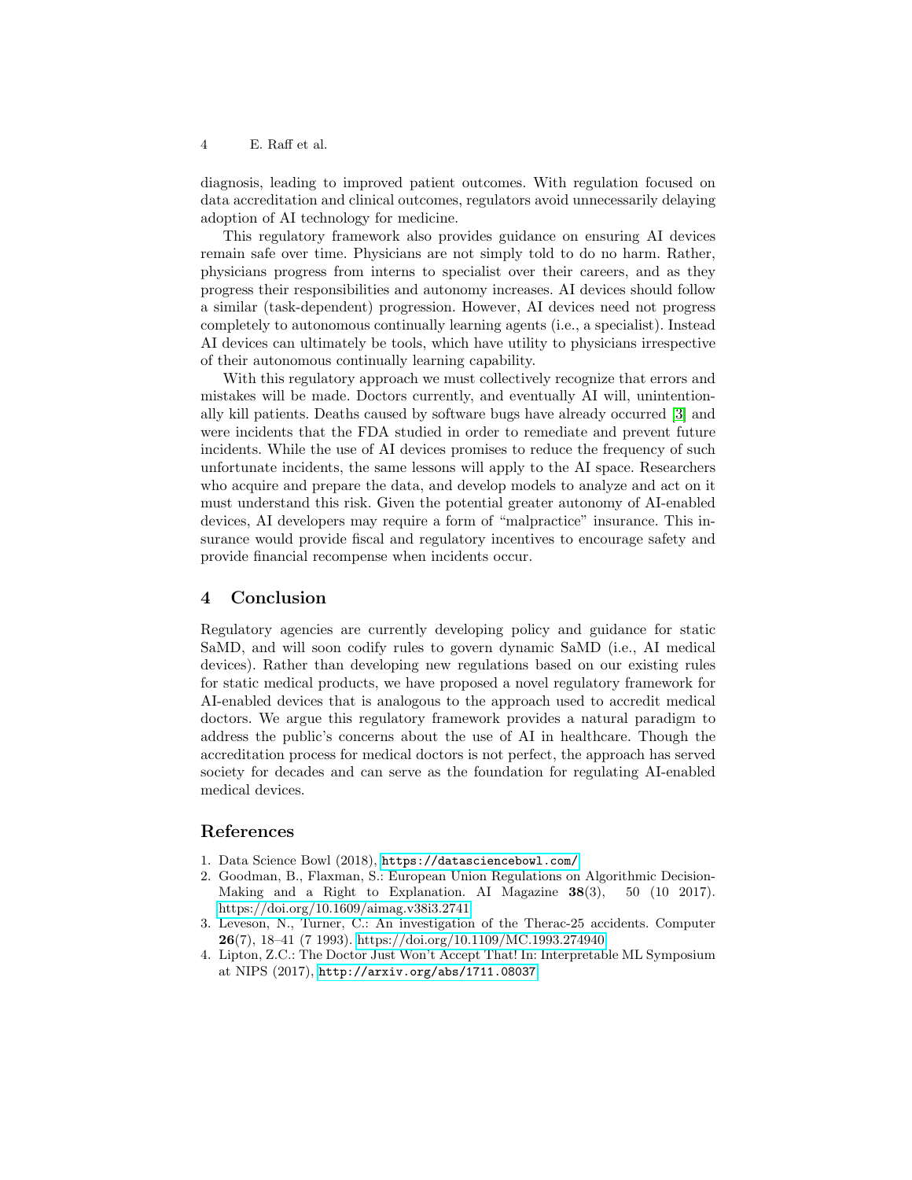diagnosis, leading to improved patient outcomes. With regulation focused on data accreditation and clinical outcomes, regulators avoid unnecessarily delaying adoption of AI technology for medicine.

This regulatory framework also provides guidance on ensuring AI devices remain safe over time. Physicians are not simply told to do no harm. Rather, physicians progress from interns to specialist over their careers, and as they progress their responsibilities and autonomy increases. AI devices should follow a similar (task-dependent) progression. However, AI devices need not progress completely to autonomous continually learning agents (i.e., a specialist). Instead AI devices can ultimately be tools, which have utility to physicians irrespective of their autonomous continually learning capability.

With this regulatory approach we must collectively recognize that errors and mistakes will be made. Doctors currently, and eventually AI will, unintentionally kill patients. Deaths caused by software bugs have already occurred [3] and were incidents that the FDA studied in order to remediate and prevent future incidents. While the use of AI devices promises to reduce the frequency of such unfortunate incidents, the same lessons will apply to the AI space. Researchers who acquire and prepare the data, and develop models to analyze and act on it must understand this risk. Given the potential greater autonomy of AI-enabled devices, AI developers may require a form of "malpractice" insurance. This insurance would provide fiscal and regulatory incentives to encourage safety and provide financial recompense when incidents occur.

## 4 Conclusion

Regulatory agencies are currently developing policy and guidance for static SaMD, and will soon codify rules to govern dynamic SaMD (i.e., AI medical devices). Rather than developing new regulations based on our existing rules for static medical products, we have proposed a novel regulatory framework for AI-enabled devices that is analogous to the approach used to accredit medical doctors. We argue this regulatory framework provides a natural paradigm to address the public's concerns about the use of AI in healthcare. Though the accreditation process for medical doctors is not perfect, the approach has served society for decades and can serve as the foundation for regulating AI-enabled medical devices.

## References

1. Data Science Bowl (2018), https://datasciencebowl.com/
2. Goodman, B., Flaxman, S.: European Union Regulations on Algorithmic Decision-Making and a Right to Explanation. AI Magazine **38**(3), 50 (10 2017). https://doi.org/10.1609/aimag.v38i3.2741
3. Leveson, N., Turner, C.: An investigation of the Therac-25 accidents. Computer **26**(7), 18–41 (7 1993). https://doi.org/10.1109/MC.1993.274940
4. Lipton, Z.C.: The Doctor Just Won't Accept That! In: Interpretable ML Symposium at NIPS (2017), http://arxiv.org/abs/1711.08037